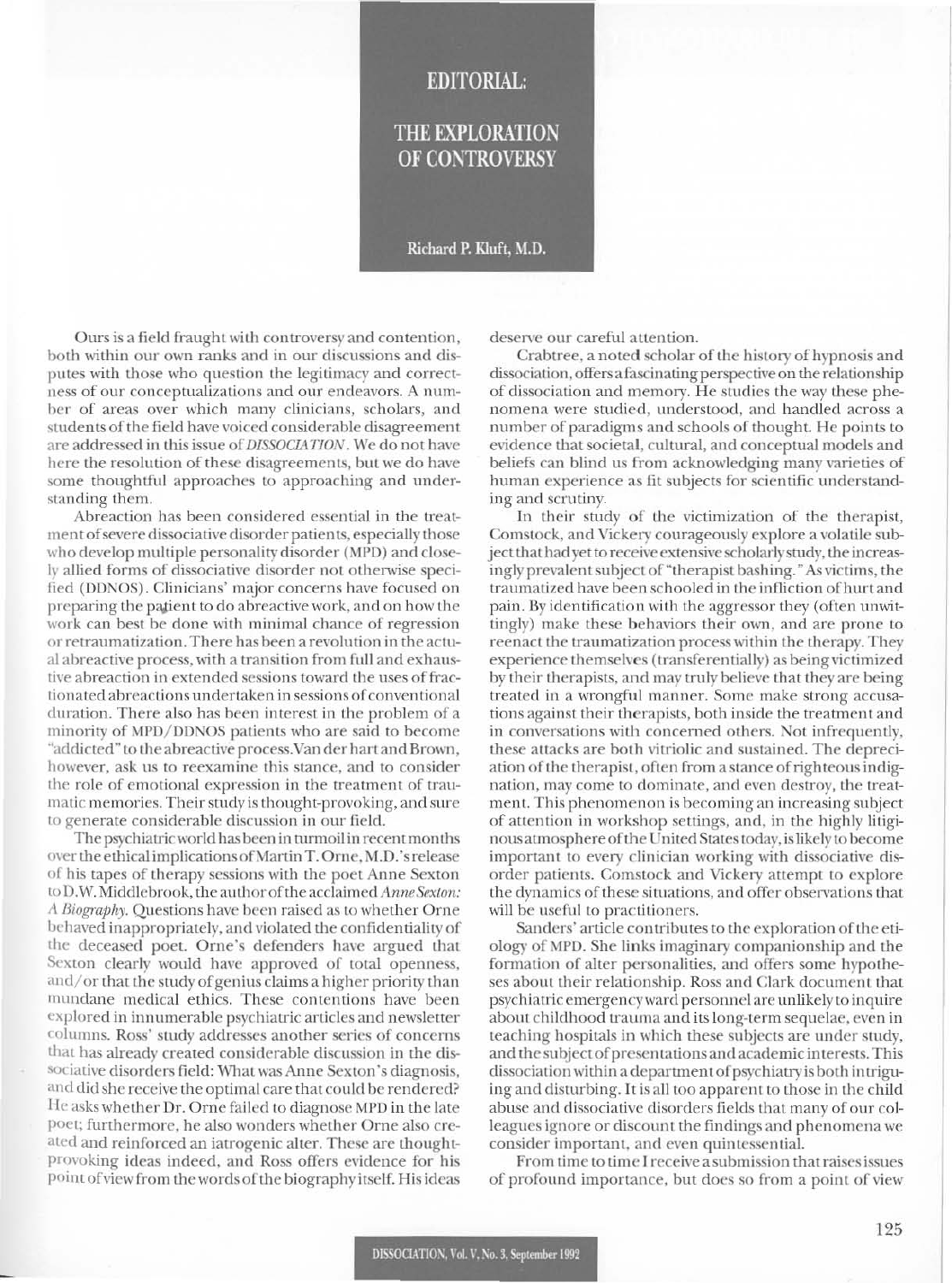# EDITORIAL:

## THE EXPLORATION OF CONTROVERSY

**Richard P. Kluft, M.D.**

Ours is a field fraught with controversy and contention, both within our own ranks and in our discussions and disputes with those who question the legitimacy and correctness of our conceptualizations and our endeavors. A number of areas over which many clinicians, scholars, and students of the field have voiced considerable disagreement are addressed in this issue of *DISSOCIATION*. We do not have here the resolution of these disagreements, but we do have some thoughtful approaches to approaching and understanding them.

Abreaction has been considered essential in the treatment of severe dissociative disorder patients, especially those who develop multiple personality disorder (MPD) and closely allied forms of dissociative disorder not otherwise specified (DDNOS). Clinicians' major concerns have focused on preparing the patient to do abreactive work, and on how the work can best be done with minimal chance of regression or retraumatization. There has been a revolution in the actual abreactive process, with a transition from full and exhaustive abreaction in extended sessions toward the uses of fractionated abreactions undertaken in sessions of conventional duration. There also has been interest in the problem of a minority of MPD/DDNOS patients who are said to become "addicted" to the abreactive process. Van der hart and Brown, however, ask us to reexamine this stance, and to consider the role of emotional expression in the treatment of traumatic memories. Their study is thought-provoking, and sure to generate considerable discussion in our field.

The psychiatric world has been in turmoil in recent months over the ethical implications of Martin T. Orne, M.D.'s release of his tapes of therapy sessions with the poet Anne Sexton to D.W. Middlebrook, the author of the acclaimed *Anne Sexton: A Biography*. Questions have been raised as to whether Orne behaved inappropriately, and violated the confidentiality of the deceased poet. Orne's defenders have argued that Sexton clearly would have approved of total openness, and/or that the study of genius claims a higher priority than mundane medical ethics. These contentions have been explored in innumerable psychiatric articles and newsletter columns. Ross' study addresses another series of concerns that has already created considerable discussion in the dissociative disorders field: What was Anne Sexton's diagnosis, and did she receive the optimal care that could be rendered? He asks whether Dr. Orne failed to diagnose MPD in the late poet; furthermore, he also wonders whether Orne also created and reinforced an iatrogenic alter. These are thought-provoking ideas indeed, and Ross offers evidence for his point of view from the words of the biography itself. His ideas deserve our careful attention.

Crabtree, a noted scholar of the history of hypnosis and dissociation, offers a fascinating perspective on the relationship of dissociation and memory. He studies the way these phenomena were studied, understood, and handled across a number of paradigms and schools of thought. He points to evidence that societal, cultural, and conceptual models and beliefs can blind us from acknowledging many varieties of human experience as fit subjects for scientific understanding and scrutiny.

In their study of the victimization of the therapist, Comstock, and Vickery courageously explore a volatile subject that had yet to receive extensive scholarly study, the increasingly prevalent subject of "therapist bashing." As victims, the traumatized have been schooled in the infliction of hurt and pain. By identification with the aggressor they (often unwittingly) make these behaviors their own, and are prone to reenact the traumatization process within the therapy. They experience themselves (transferentially) as being victimized by their therapists, and may truly believe that they are being treated in a wrongful manner. Some make strong accusations against their therapists, both inside the treatment and in conversations with concerned others. Not infrequently, these attacks are both vitriolic and sustained. The depreciation of the therapist, often from a stance of righteous indignation, may come to dominate, and even destroy, the treatment. This phenomenon is becoming an increasing subject of attention in workshop settings, and, in the highly litigious atmosphere of the United States today, is likely to become important to every clinician working with dissociative disorder patients. Comstock and Vickery attempt to explore the dynamics of these situations, and offer observations that will be useful to practitioners.

Sanders' article contributes to the exploration of the etiology of MPD. She links imaginary companionship and the formation of alter personalities, and offers some hypotheses about their relationship. Ross and Clark document that psychiatric emergency ward personnel are unlikely to inquire about childhood trauma and its long-term sequelae, even in teaching hospitals in which these subjects are under study, and the subject of presentations and academic interests. This dissociation within a department of psychiatry is both intriguing and disturbing. It is all too apparent to those in the child abuse and dissociative disorders fields that many of our colleagues ignore or discount the findings and phenomena we consider important, and even quintessential.

From time to time I receive a submission that raises issues of profound importance, but does so from a point of view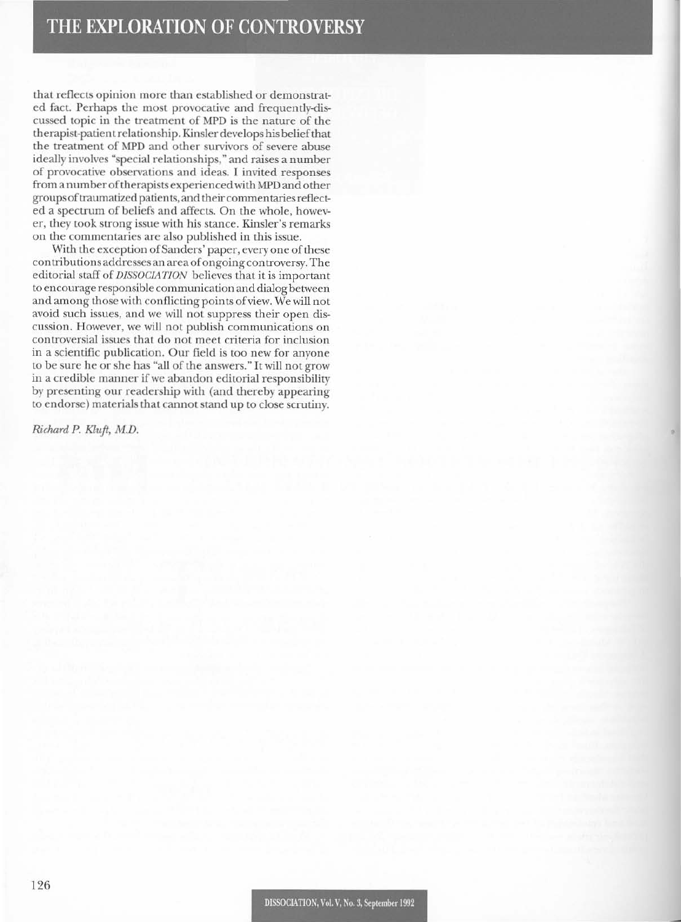that reflects opinion more than established or demonstrated fact. Perhaps the most provocative and frequently-discussed topic in the treatment of MPD is the nature of the therapist-patient relationship. Kinsler develops his belief that the treatment of MPD and other survivors of severe abuse ideally involves "special relationships," and raises a number of provocative observations and ideas. I invited responses from a number of therapists experienced with MPD and other groups of traumatized patients, and their commentaries reflected a spectrum of beliefs and affects. On the whole, however, they took strong issue with his stance. Kinsler's remarks on the commentaries are also published in this issue.

With the exception of Sanders' paper, every one of these contributions addresses an area of ongoing controversy. The editorial staff of *DISSOCIATION* believes that it is important to encourage responsible communication and dialog between and among those with conflicting points of view. We will not avoid such issues, and we will not suppress their open discussion. However, we will not publish communications on controversial issues that do not meet criteria for inclusion in a scientific publication. Our field is too new for anyone to be sure he or she has "all of the answers." It will not grow in a credible manner if we abandon editorial responsibility by presenting our readership with (and thereby appearing to endorse) materials that cannot stand up to close scrutiny.

*Richard P. Kluft, M.D.*